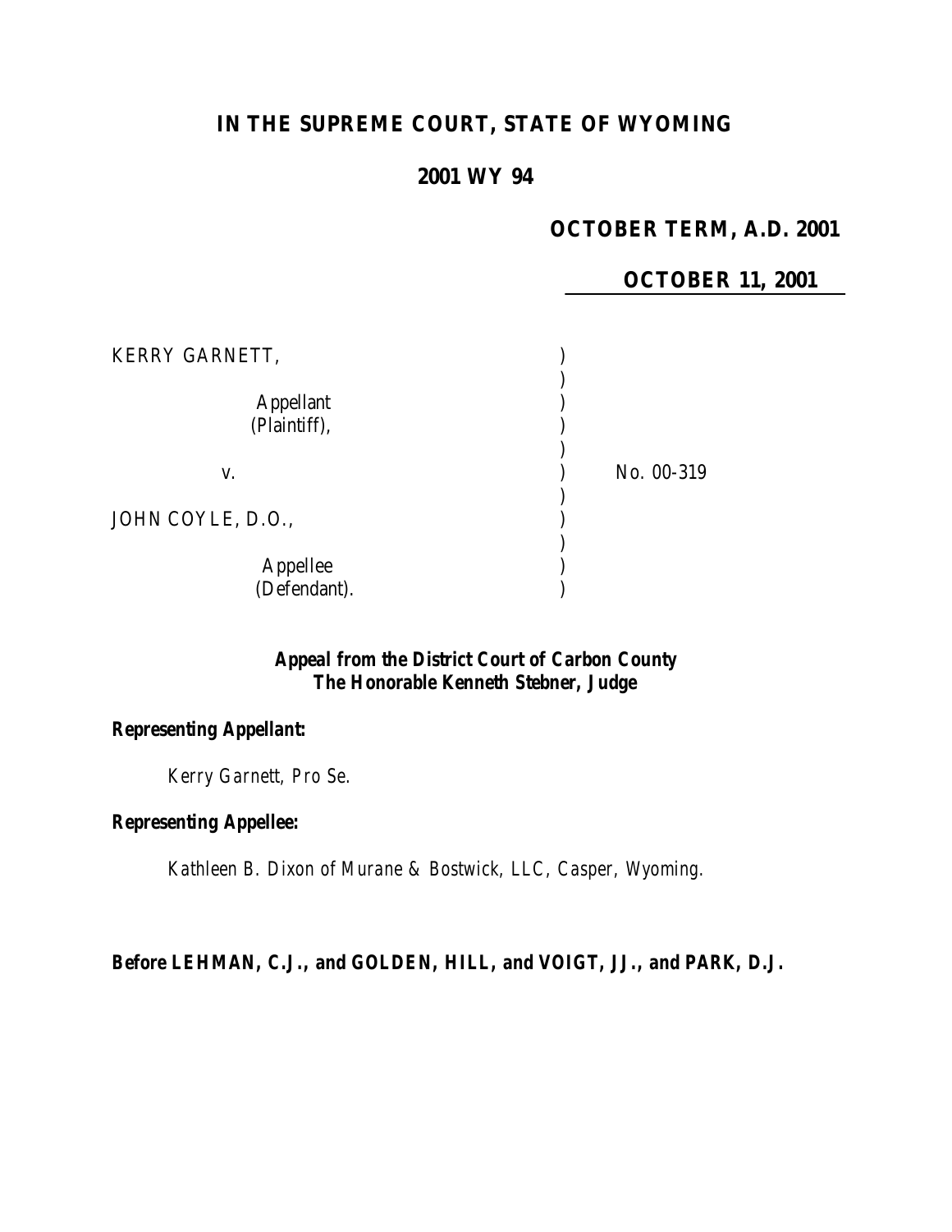# IN THE SUPREME COURT, STATE OF WYOMING

## 2001 WY 94

**OCTOBER TERM, A.D. 2001**

**OCTOBER 11, 2001**

| | | |
|---|---|---|
| KERRY GARNETT, | ) | |
| | ) | |
| Appellant | ) | |
| (Plaintiff), | ) | |
| | ) | |
| v. | ) | No. 00-319 |
| | ) | |
| JOHN COYLE, D.O., | ) | |
| | ) | |
| Appellee | ) | |
| (Defendant). | ) | |

***Appeal from the District Court of Carbon County***
***The Honorable Kenneth Stebner, Judge***

**Representing Appellant:**

*Kerry Garnett, Pro Se.*

**Representing Appellee:**

*Kathleen B. Dixon of Murane & Bostwick, LLC, Casper, Wyoming.*

**Before LEHMAN, C.J., and GOLDEN, HILL, and VOIGT, JJ., and PARK, D.J.**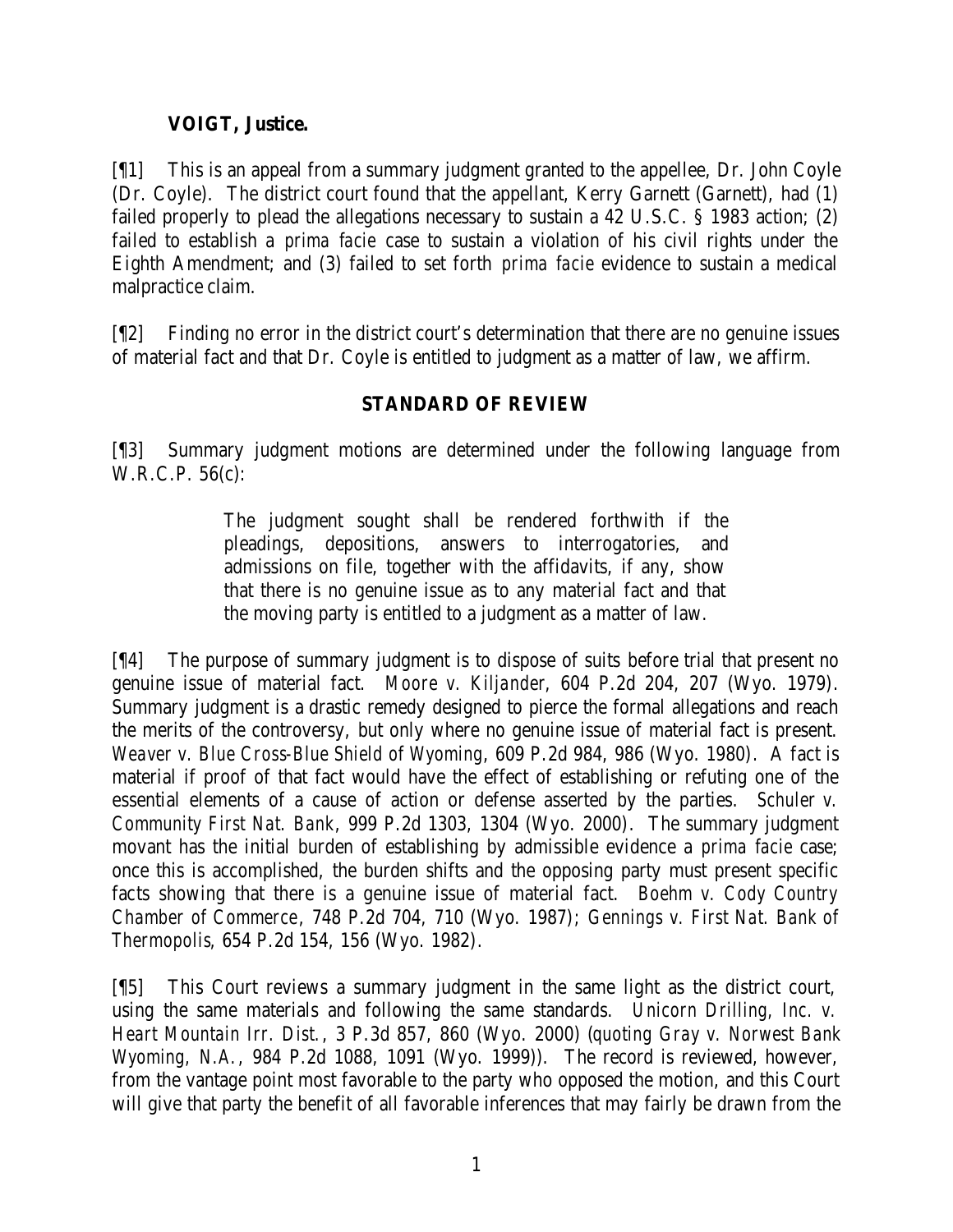**VOIGT, Justice.**

[¶1] This is an appeal from a summary judgment granted to the appellee, Dr. John Coyle (Dr. Coyle). The district court found that the appellant, Kerry Garnett (Garnett), had (1) failed properly to plead the allegations necessary to sustain a 42 U.S.C. § 1983 action; (2) failed to establish a *prima facie* case to sustain a violation of his civil rights under the Eighth Amendment; and (3) failed to set forth *prima facie* evidence to sustain a medical malpractice claim.

[¶2] Finding no error in the district court's determination that there are no genuine issues of material fact and that Dr. Coyle is entitled to judgment as a matter of law, we affirm.

## STANDARD OF REVIEW

[¶3] Summary judgment motions are determined under the following language from W.R.C.P. 56(c):

> The judgment sought shall be rendered forthwith if the pleadings, depositions, answers to interrogatories, and admissions on file, together with the affidavits, if any, show that there is no genuine issue as to any material fact and that the moving party is entitled to a judgment as a matter of law.

[¶4] The purpose of summary judgment is to dispose of suits before trial that present no genuine issue of material fact. *Moore v. Kiljander*, 604 P.2d 204, 207 (Wyo. 1979). Summary judgment is a drastic remedy designed to pierce the formal allegations and reach the merits of the controversy, but only where no genuine issue of material fact is present. *Weaver v. Blue Cross-Blue Shield of Wyoming*, 609 P.2d 984, 986 (Wyo. 1980). A fact is material if proof of that fact would have the effect of establishing or refuting one of the essential elements of a cause of action or defense asserted by the parties. *Schuler v. Community First Nat. Bank*, 999 P.2d 1303, 1304 (Wyo. 2000). The summary judgment movant has the initial burden of establishing by admissible evidence a *prima facie* case; once this is accomplished, the burden shifts and the opposing party must present specific facts showing that there is a genuine issue of material fact. *Boehm v. Cody Country Chamber of Commerce*, 748 P.2d 704, 710 (Wyo. 1987); *Gennings v. First Nat. Bank of Thermopolis*, 654 P.2d 154, 156 (Wyo. 1982).

[¶5] This Court reviews a summary judgment in the same light as the district court, using the same materials and following the same standards. *Unicorn Drilling, Inc. v. Heart Mountain Irr. Dist.*, 3 P.3d 857, 860 (Wyo. 2000) (*quoting Gray v. Norwest Bank Wyoming, N.A.*, 984 P.2d 1088, 1091 (Wyo. 1999)). The record is reviewed, however, from the vantage point most favorable to the party who opposed the motion, and this Court will give that party the benefit of all favorable inferences that may fairly be drawn from the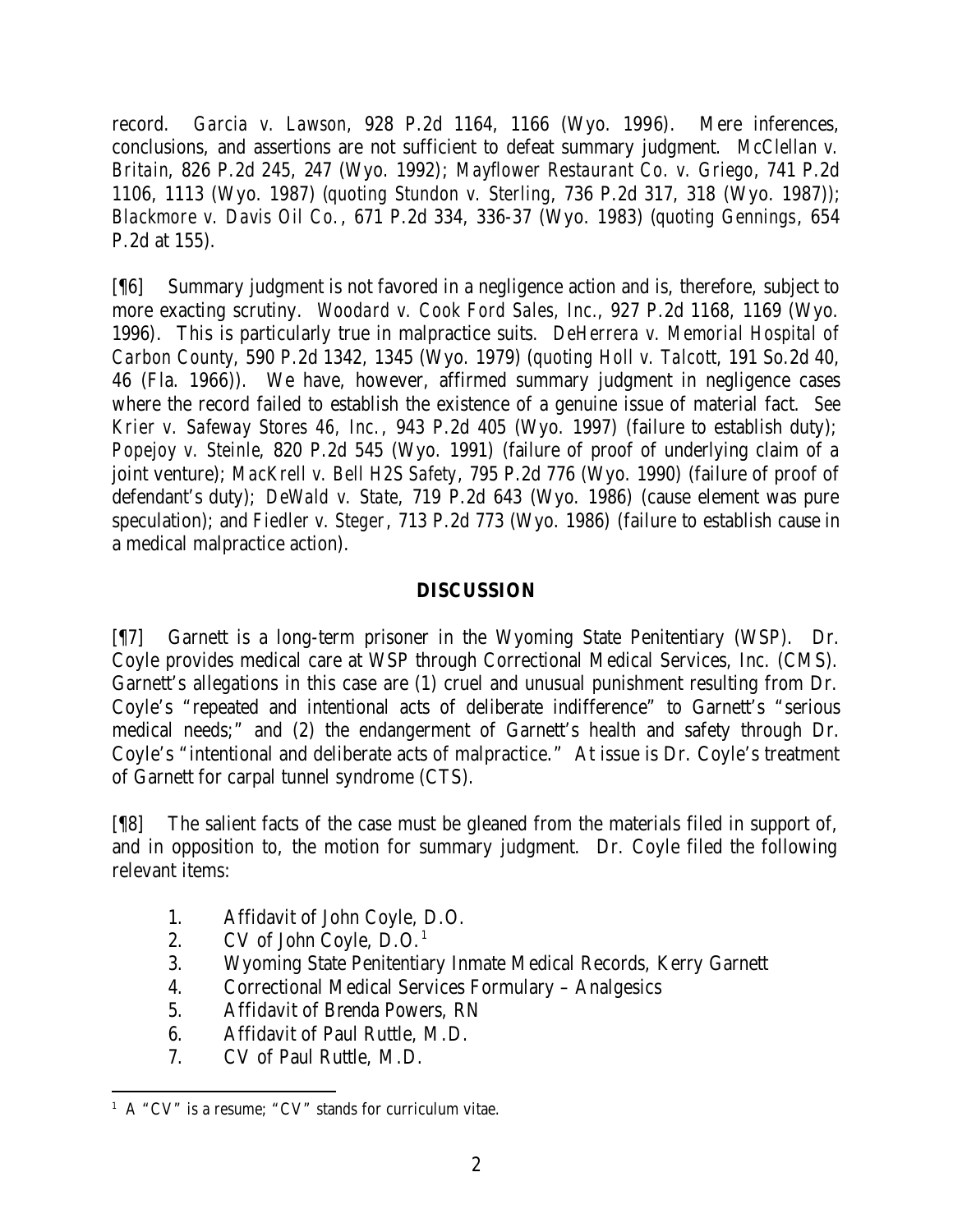record. *Garcia v. Lawson*, 928 P.2d 1164, 1166 (Wyo. 1996). Mere inferences, conclusions, and assertions are not sufficient to defeat summary judgment. *McClellan v. Britain*, 826 P.2d 245, 247 (Wyo. 1992); *Mayflower Restaurant Co. v. Griego*, 741 P.2d 1106, 1113 (Wyo. 1987) (*quoting Stundon v. Sterling*, 736 P.2d 317, 318 (Wyo. 1987)); *Blackmore v. Davis Oil Co.*, 671 P.2d 334, 336-37 (Wyo. 1983) (*quoting Gennings*, 654 P.2d at 155).

[¶6] Summary judgment is not favored in a negligence action and is, therefore, subject to more exacting scrutiny. *Woodard v. Cook Ford Sales, Inc.*, 927 P.2d 1168, 1169 (Wyo. 1996). This is particularly true in malpractice suits. *DeHerrera v. Memorial Hospital of Carbon County*, 590 P.2d 1342, 1345 (Wyo. 1979) (*quoting Holl v. Talcott*, 191 So.2d 40, 46 (Fla. 1966)). We have, however, affirmed summary judgment in negligence cases where the record failed to establish the existence of a genuine issue of material fact. *See Krier v. Safeway Stores 46, Inc.*, 943 P.2d 405 (Wyo. 1997) (failure to establish duty); *Popejoy v. Steinle*, 820 P.2d 545 (Wyo. 1991) (failure of proof of underlying claim of a joint venture); *MacKrell v. Bell H2S Safety*, 795 P.2d 776 (Wyo. 1990) (failure of proof of defendant's duty); *DeWald v. State*, 719 P.2d 643 (Wyo. 1986) (cause element was pure speculation); and *Fiedler v. Steger*, 713 P.2d 773 (Wyo. 1986) (failure to establish cause in a medical malpractice action).

## DISCUSSION

[¶7] Garnett is a long-term prisoner in the Wyoming State Penitentiary (WSP). Dr. Coyle provides medical care at WSP through Correctional Medical Services, Inc. (CMS). Garnett's allegations in this case are (1) cruel and unusual punishment resulting from Dr. Coyle's "repeated and intentional acts of deliberate indifference" to Garnett's "serious medical needs;" and (2) the endangerment of Garnett's health and safety through Dr. Coyle's "intentional and deliberate acts of malpractice." At issue is Dr. Coyle's treatment of Garnett for carpal tunnel syndrome (CTS).

[¶8] The salient facts of the case must be gleaned from the materials filed in support of, and in opposition to, the motion for summary judgment. Dr. Coyle filed the following relevant items:

1. Affidavit of John Coyle, D.O.
2. CV of John Coyle, D.O.[1]
3. Wyoming State Penitentiary Inmate Medical Records, Kerry Garnett
4. Correctional Medical Services Formulary – Analgesics
5. Affidavit of Brenda Powers, RN
6. Affidavit of Paul Ruttle, M.D.
7. CV of Paul Ruttle, M.D.

[1] A "CV" is a resume; "CV" stands for curriculum vitae.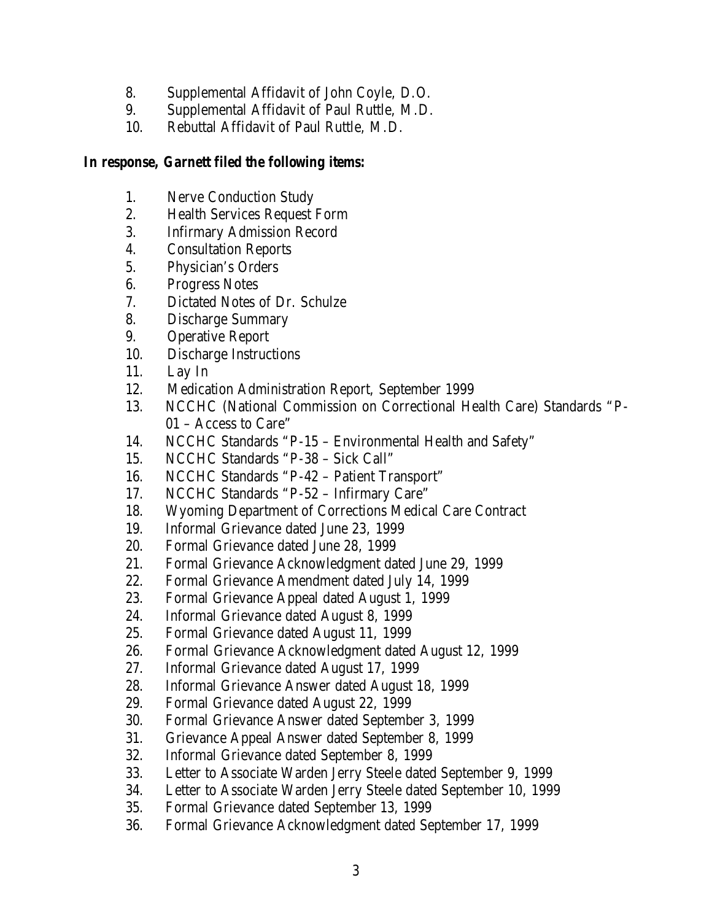8. Supplemental Affidavit of John Coyle, D.O.
9. Supplemental Affidavit of Paul Ruttle, M.D.
10. Rebuttal Affidavit of Paul Ruttle, M.D.

**In response, Garnett filed the following items:**

1. Nerve Conduction Study
2. Health Services Request Form
3. Infirmary Admission Record
4. Consultation Reports
5. Physician's Orders
6. Progress Notes
7. Dictated Notes of Dr. Schulze
8. Discharge Summary
9. Operative Report
10. Discharge Instructions
11. Lay In
12. Medication Administration Report, September 1999
13. NCCHC (National Commission on Correctional Health Care) Standards "P-01 – Access to Care"
14. NCCHC Standards "P-15 – Environmental Health and Safety"
15. NCCHC Standards "P-38 – Sick Call"
16. NCCHC Standards "P-42 – Patient Transport"
17. NCCHC Standards "P-52 – Infirmary Care"
18. Wyoming Department of Corrections Medical Care Contract
19. Informal Grievance dated June 23, 1999
20. Formal Grievance dated June 28, 1999
21. Formal Grievance Acknowledgment dated June 29, 1999
22. Formal Grievance Amendment dated July 14, 1999
23. Formal Grievance Appeal dated August 1, 1999
24. Informal Grievance dated August 8, 1999
25. Formal Grievance dated August 11, 1999
26. Formal Grievance Acknowledgment dated August 12, 1999
27. Informal Grievance dated August 17, 1999
28. Informal Grievance Answer dated August 18, 1999
29. Formal Grievance dated August 22, 1999
30. Formal Grievance Answer dated September 3, 1999
31. Grievance Appeal Answer dated September 8, 1999
32. Informal Grievance dated September 8, 1999
33. Letter to Associate Warden Jerry Steele dated September 9, 1999
34. Letter to Associate Warden Jerry Steele dated September 10, 1999
35. Formal Grievance dated September 13, 1999
36. Formal Grievance Acknowledgment dated September 17, 1999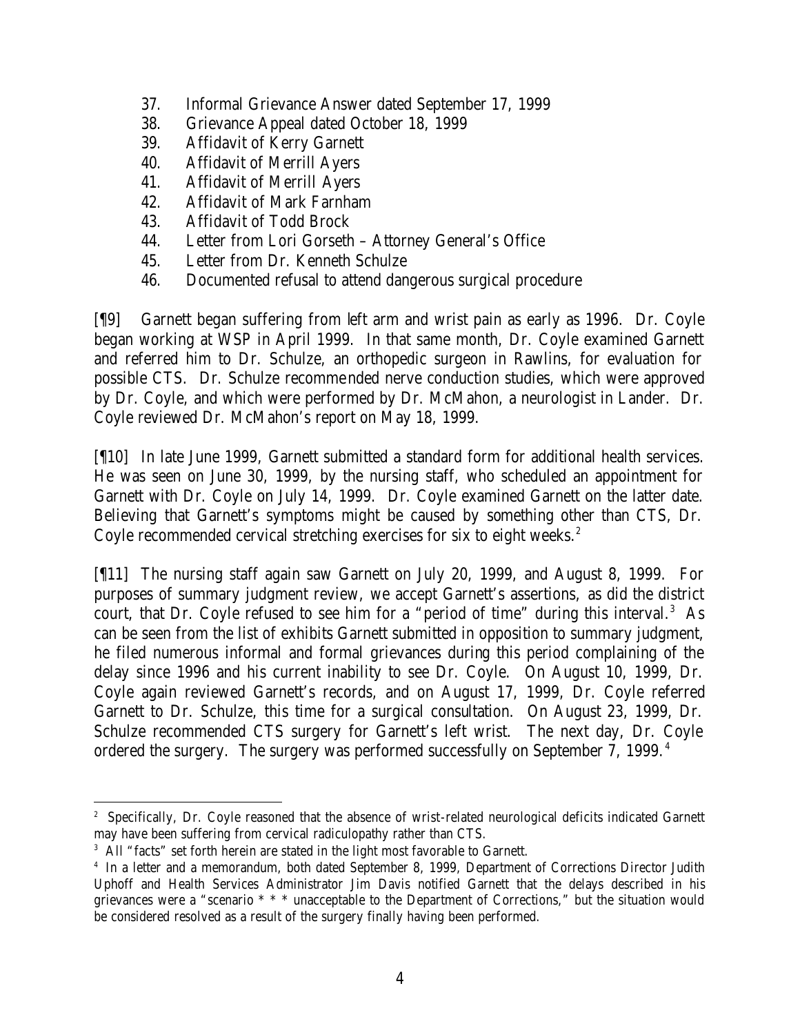37. Informal Grievance Answer dated September 17, 1999
38. Grievance Appeal dated October 18, 1999
39. Affidavit of Kerry Garnett
40. Affidavit of Merrill Ayers
41. Affidavit of Merrill Ayers
42. Affidavit of Mark Farnham
43. Affidavit of Todd Brock
44. Letter from Lori Gorseth – Attorney General's Office
45. Letter from Dr. Kenneth Schulze
46. Documented refusal to attend dangerous surgical procedure

[¶9] Garnett began suffering from left arm and wrist pain as early as 1996. Dr. Coyle began working at WSP in April 1999. In that same month, Dr. Coyle examined Garnett and referred him to Dr. Schulze, an orthopedic surgeon in Rawlins, for evaluation for possible CTS. Dr. Schulze recommended nerve conduction studies, which were approved by Dr. Coyle, and which were performed by Dr. McMahon, a neurologist in Lander. Dr. Coyle reviewed Dr. McMahon's report on May 18, 1999.

[¶10] In late June 1999, Garnett submitted a standard form for additional health services. He was seen on June 30, 1999, by the nursing staff, who scheduled an appointment for Garnett with Dr. Coyle on July 14, 1999. Dr. Coyle examined Garnett on the latter date. Believing that Garnett's symptoms might be caused by something other than CTS, Dr. Coyle recommended cervical stretching exercises for six to eight weeks.[2]

[¶11] The nursing staff again saw Garnett on July 20, 1999, and August 8, 1999. For purposes of summary judgment review, we accept Garnett's assertions, as did the district court, that Dr. Coyle refused to see him for a "period of time" during this interval.[3] As can be seen from the list of exhibits Garnett submitted in opposition to summary judgment, he filed numerous informal and formal grievances during this period complaining of the delay since 1996 and his current inability to see Dr. Coyle. On August 10, 1999, Dr. Coyle again reviewed Garnett's records, and on August 17, 1999, Dr. Coyle referred Garnett to Dr. Schulze, this time for a surgical consultation. On August 23, 1999, Dr. Schulze recommended CTS surgery for Garnett's left wrist. The next day, Dr. Coyle ordered the surgery. The surgery was performed successfully on September 7, 1999.[4]

---

[2] Specifically, Dr. Coyle reasoned that the absence of wrist-related neurological deficits indicated Garnett may have been suffering from cervical radiculopathy rather than CTS.

[3] All "facts" set forth herein are stated in the light most favorable to Garnett.

[4] In a letter and a memorandum, both dated September 8, 1999, Department of Corrections Director Judith Uphoff and Health Services Administrator Jim Davis notified Garnett that the delays described in his grievances were a "scenario * * * unacceptable to the Department of Corrections," but the situation would be considered resolved as a result of the surgery finally having been performed.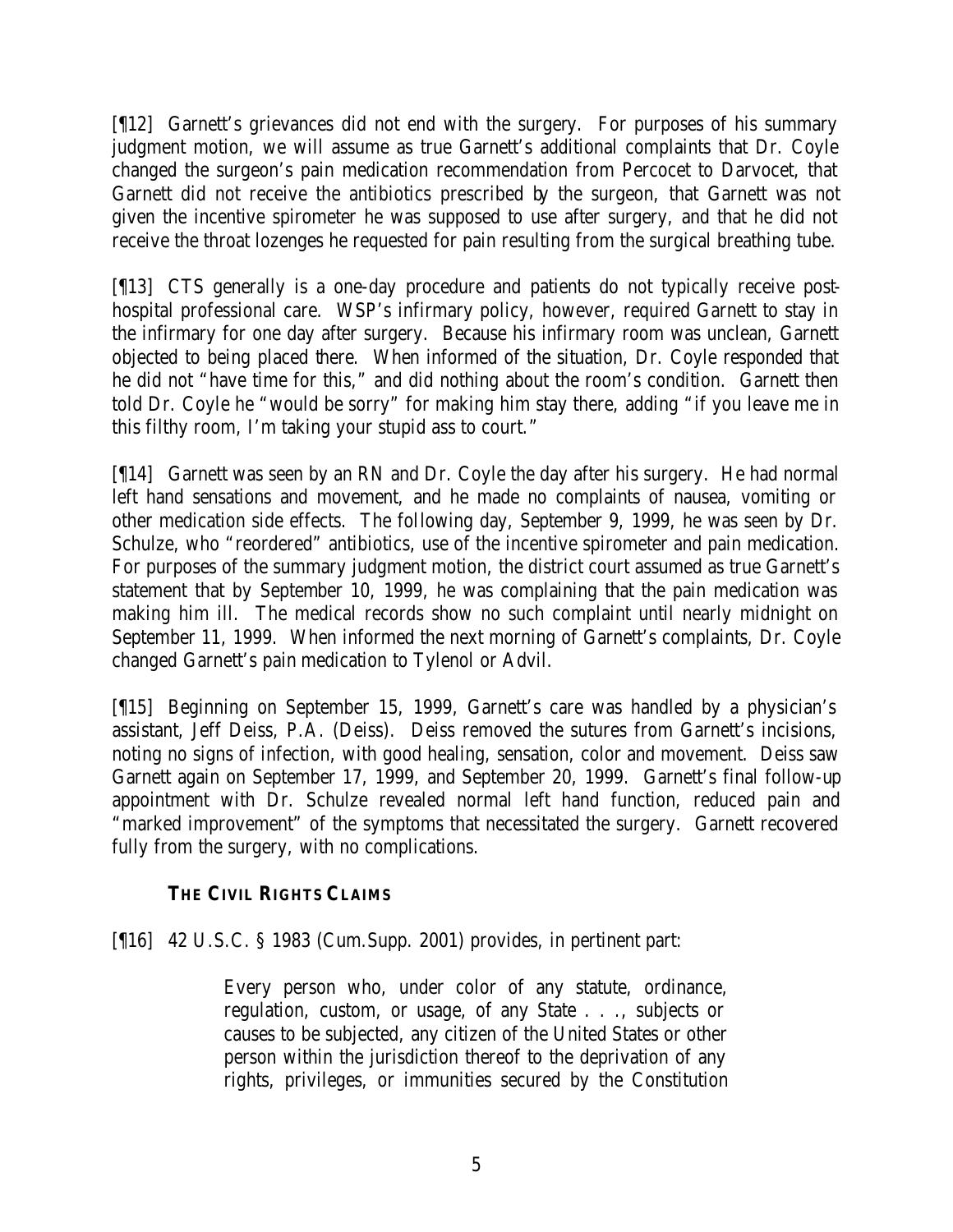[¶12] Garnett's grievances did not end with the surgery. For purposes of his summary judgment motion, we will assume as true Garnett's additional complaints that Dr. Coyle changed the surgeon's pain medication recommendation from Percocet to Darvocet, that Garnett did not receive the antibiotics prescribed by the surgeon, that Garnett was not given the incentive spirometer he was supposed to use after surgery, and that he did not receive the throat lozenges he requested for pain resulting from the surgical breathing tube.

[¶13] CTS generally is a one-day procedure and patients do not typically receive post-hospital professional care. WSP's infirmary policy, however, required Garnett to stay in the infirmary for one day after surgery. Because his infirmary room was unclean, Garnett objected to being placed there. When informed of the situation, Dr. Coyle responded that he did not "have time for this," and did nothing about the room's condition. Garnett then told Dr. Coyle he "would be sorry" for making him stay there, adding "if you leave me in this filthy room, I'm taking your stupid ass to court."

[¶14] Garnett was seen by an RN and Dr. Coyle the day after his surgery. He had normal left hand sensations and movement, and he made no complaints of nausea, vomiting or other medication side effects. The following day, September 9, 1999, he was seen by Dr. Schulze, who "reordered" antibiotics, use of the incentive spirometer and pain medication. For purposes of the summary judgment motion, the district court assumed as true Garnett's statement that by September 10, 1999, he was complaining that the pain medication was making him ill. The medical records show no such complaint until nearly midnight on September 11, 1999. When informed the next morning of Garnett's complaints, Dr. Coyle changed Garnett's pain medication to Tylenol or Advil.

[¶15] Beginning on September 15, 1999, Garnett's care was handled by a physician's assistant, Jeff Deiss, P.A. (Deiss). Deiss removed the sutures from Garnett's incisions, noting no signs of infection, with good healing, sensation, color and movement. Deiss saw Garnett again on September 17, 1999, and September 20, 1999. Garnett's final follow-up appointment with Dr. Schulze revealed normal left hand function, reduced pain and "marked improvement" of the symptoms that necessitated the surgery. Garnett recovered fully from the surgery, with no complications.

### THE CIVIL RIGHTS CLAIMS

[¶16] 42 U.S.C. § 1983 (Cum.Supp. 2001) provides, in pertinent part:

> Every person who, under color of any statute, ordinance, regulation, custom, or usage, of any State . . ., subjects or causes to be subjected, any citizen of the United States or other person within the jurisdiction thereof to the deprivation of any rights, privileges, or immunities secured by the Constitution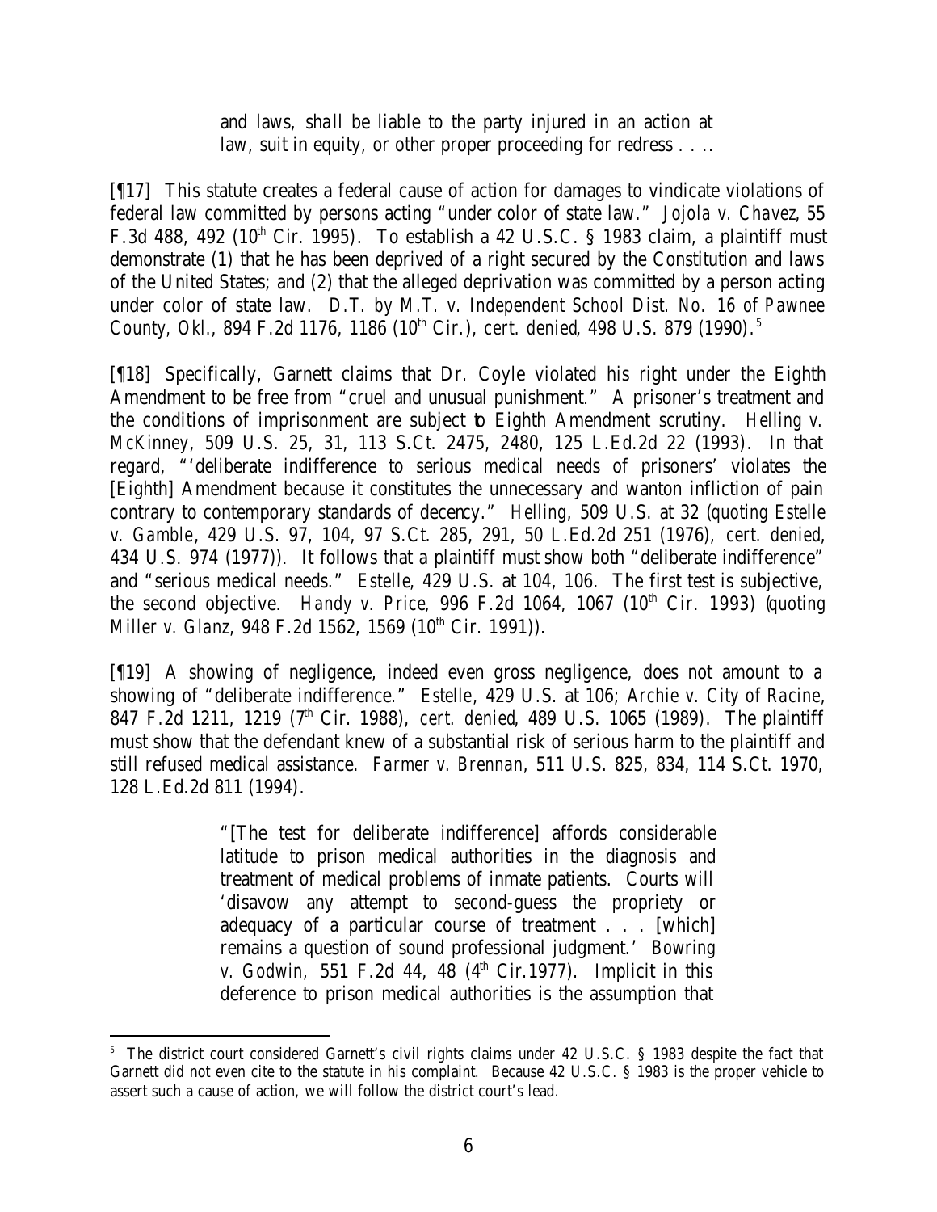and laws, shall be liable to the party injured in an action at law, suit in equity, or other proper proceeding for redress . . ..

[¶17] This statute creates a federal cause of action for damages to vindicate violations of federal law committed by persons acting "under color of state law." *Jojola v. Chavez*, 55 F.3d 488, 492 (10th Cir. 1995). To establish a 42 U.S.C. § 1983 claim, a plaintiff must demonstrate (1) that he has been deprived of a right secured by the Constitution and laws of the United States; and (2) that the alleged deprivation was committed by a person acting under color of state law. *D.T. by M.T. v. Independent School Dist. No. 16 of Pawnee County, Okl.*, 894 F.2d 1176, 1186 (10th Cir.), *cert. denied*, 498 U.S. 879 (1990).[5]

[¶18] Specifically, Garnett claims that Dr. Coyle violated his right under the Eighth Amendment to be free from "cruel and unusual punishment." A prisoner's treatment and the conditions of imprisonment are subject to Eighth Amendment scrutiny. *Helling v. McKinney*, 509 U.S. 25, 31, 113 S.Ct. 2475, 2480, 125 L.Ed.2d 22 (1993). In that regard, "'deliberate indifference to serious medical needs of prisoners' violates the [Eighth] Amendment because it constitutes the unnecessary and wanton infliction of pain contrary to contemporary standards of decency." *Helling*, 509 U.S. at 32 (*quoting Estelle v. Gamble*, 429 U.S. 97, 104, 97 S.Ct. 285, 291, 50 L.Ed.2d 251 (1976), *cert. denied*, 434 U.S. 974 (1977)). It follows that a plaintiff must show both "deliberate indifference" and "serious medical needs." *Estelle*, 429 U.S. at 104, 106. The first test is subjective, the second objective. *Handy v. Price*, 996 F.2d 1064, 1067 (10th Cir. 1993) (*quoting Miller v. Glanz*, 948 F.2d 1562, 1569 (10th Cir. 1991)).

[¶19] A showing of negligence, indeed even gross negligence, does not amount to a showing of "deliberate indifference." *Estelle*, 429 U.S. at 106; *Archie v. City of Racine*, 847 F.2d 1211, 1219 (7th Cir. 1988), *cert. denied*, 489 U.S. 1065 (1989). The plaintiff must show that the defendant knew of a substantial risk of serious harm to the plaintiff and still refused medical assistance. *Farmer v. Brennan*, 511 U.S. 825, 834, 114 S.Ct. 1970, 128 L.Ed.2d 811 (1994).

> "[The test for deliberate indifference] affords considerable latitude to prison medical authorities in the diagnosis and treatment of medical problems of inmate patients. Courts will 'disavow any attempt to second-guess the propriety or adequacy of a particular course of treatment . . . [which] remains a question of sound professional judgment.' *Bowring v. Godwin*, 551 F.2d 44, 48 (4th Cir.1977). Implicit in this deference to prison medical authorities is the assumption that

---

[5] The district court considered Garnett's civil rights claims under 42 U.S.C. § 1983 despite the fact that Garnett did not even cite to the statute in his complaint. Because 42 U.S.C. § 1983 is the proper vehicle to assert such a cause of action, we will follow the district court's lead.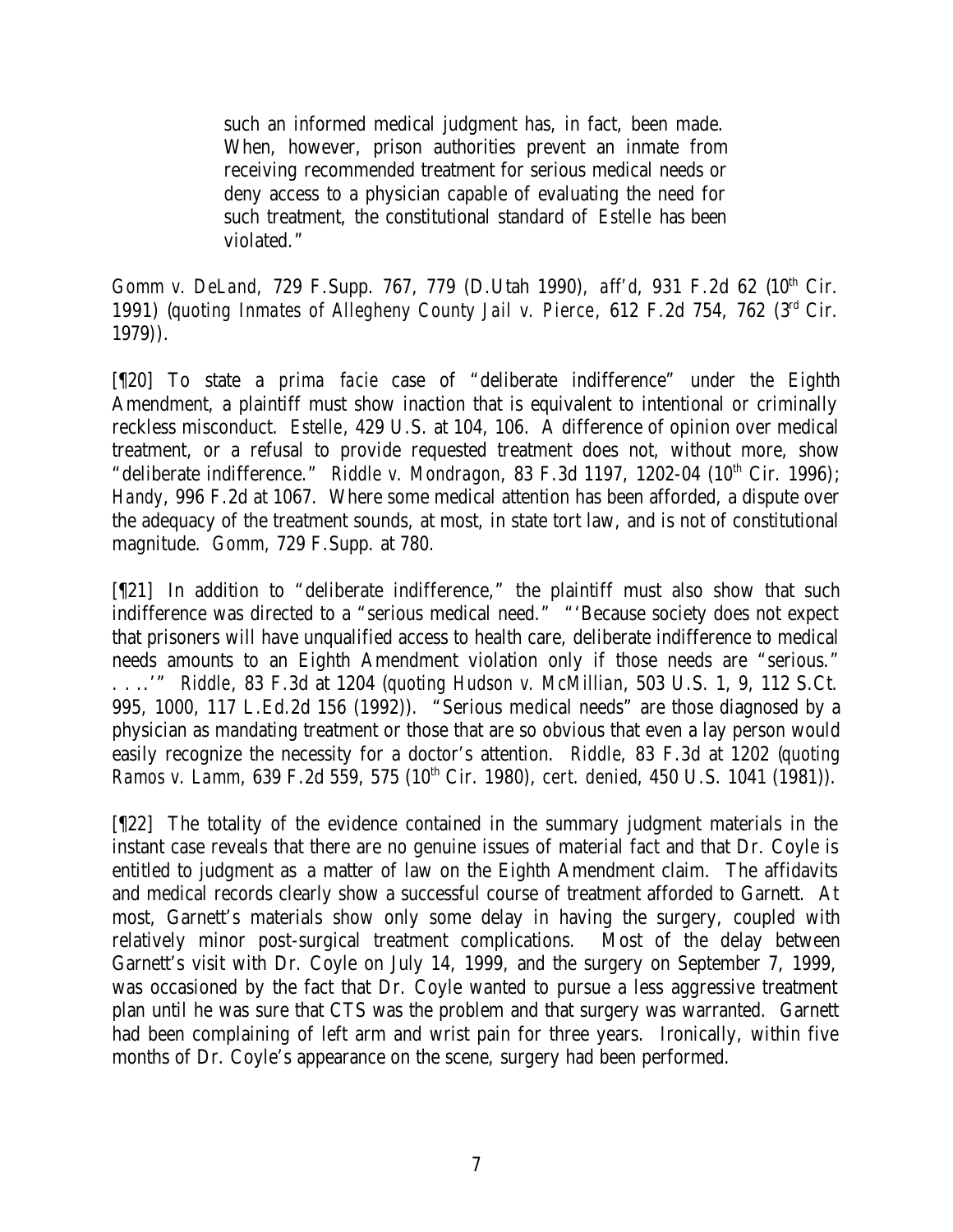> such an informed medical judgment has, in fact, been made. When, however, prison authorities prevent an inmate from receiving recommended treatment for serious medical needs or deny access to a physician capable of evaluating the need for such treatment, the constitutional standard of *Estelle* has been violated."

*Gomm v. DeLand,* 729 F.Supp. 767, 779 (D.Utah 1990), *aff'd*, 931 F.2d 62 (10th Cir. 1991) (*quoting Inmates of Allegheny County Jail v. Pierce*, 612 F.2d 754, 762 (3rd Cir. 1979)).

[¶20] To state a *prima facie* case of "deliberate indifference" under the Eighth Amendment, a plaintiff must show inaction that is equivalent to intentional or criminally reckless misconduct. *Estelle*, 429 U.S. at 104, 106. A difference of opinion over medical treatment, or a refusal to provide requested treatment does not, without more, show "deliberate indifference." *Riddle v. Mondragon*, 83 F.3d 1197, 1202-04 (10th Cir. 1996); *Handy*, 996 F.2d at 1067. Where some medical attention has been afforded, a dispute over the adequacy of the treatment sounds, at most, in state tort law, and is not of constitutional magnitude. *Gomm*, 729 F.Supp. at 780.

[¶21] In addition to "deliberate indifference," the plaintiff must also show that such indifference was directed to a "serious medical need." "'Because society does not expect that prisoners will have unqualified access to health care, deliberate indifference to medical needs amounts to an Eighth Amendment violation only if those needs are "serious." . . ..'" *Riddle*, 83 F.3d at 1204 (*quoting Hudson v. McMillian*, 503 U.S. 1, 9, 112 S.Ct. 995, 1000, 117 L.Ed.2d 156 (1992)). "Serious medical needs" are those diagnosed by a physician as mandating treatment or those that are so obvious that even a lay person would easily recognize the necessity for a doctor's attention. *Riddle*, 83 F.3d at 1202 (*quoting Ramos v. Lamm*, 639 F.2d 559, 575 (10th Cir. 1980), *cert. denied*, 450 U.S. 1041 (1981)).

[¶22] The totality of the evidence contained in the summary judgment materials in the instant case reveals that there are no genuine issues of material fact and that Dr. Coyle is entitled to judgment as a matter of law on the Eighth Amendment claim. The affidavits and medical records clearly show a successful course of treatment afforded to Garnett. At most, Garnett's materials show only some delay in having the surgery, coupled with relatively minor post-surgical treatment complications. Most of the delay between Garnett's visit with Dr. Coyle on July 14, 1999, and the surgery on September 7, 1999, was occasioned by the fact that Dr. Coyle wanted to pursue a less aggressive treatment plan until he was sure that CTS was the problem and that surgery was warranted. Garnett had been complaining of left arm and wrist pain for three years. Ironically, within five months of Dr. Coyle's appearance on the scene, surgery had been performed.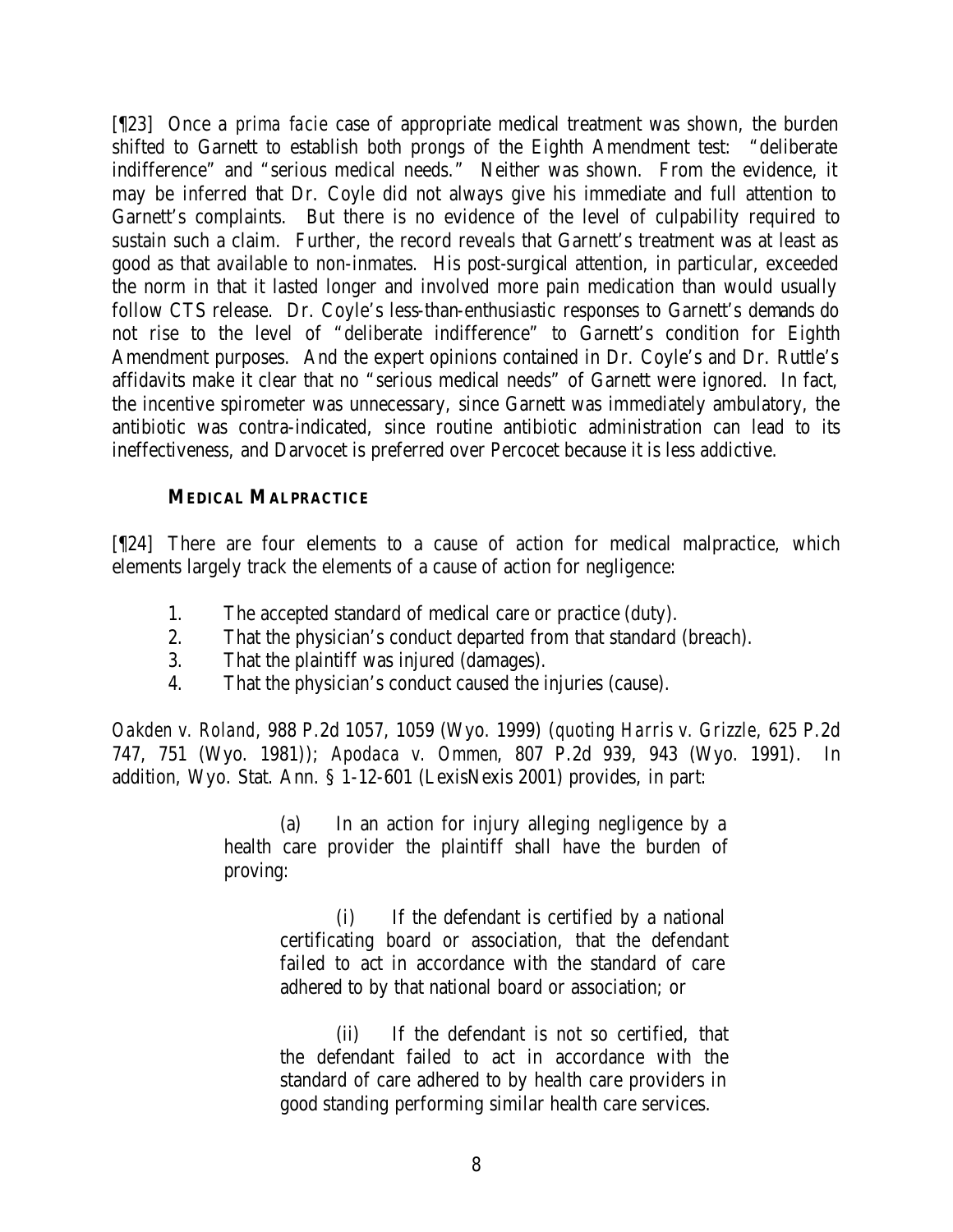[¶23] Once a *prima facie* case of appropriate medical treatment was shown, the burden shifted to Garnett to establish both prongs of the Eighth Amendment test: "deliberate indifference" and "serious medical needs." Neither was shown. From the evidence, it may be inferred that Dr. Coyle did not always give his immediate and full attention to Garnett's complaints. But there is no evidence of the level of culpability required to sustain such a claim. Further, the record reveals that Garnett's treatment was at least as good as that available to non-inmates. His post-surgical attention, in particular, exceeded the norm in that it lasted longer and involved more pain medication than would usually follow CTS release. Dr. Coyle's less-than-enthusiastic responses to Garnett's demands do not rise to the level of "deliberate indifference" to Garnett's condition for Eighth Amendment purposes. And the expert opinions contained in Dr. Coyle's and Dr. Ruttle's affidavits make it clear that no "serious medical needs" of Garnett were ignored. In fact, the incentive spirometer was unnecessary, since Garnett was immediately ambulatory, the antibiotic was contra-indicated, since routine antibiotic administration can lead to its ineffectiveness, and Darvocet is preferred over Percocet because it is less addictive.

**MEDICAL MALPRACTICE**

[¶24] There are four elements to a cause of action for medical malpractice, which elements largely track the elements of a cause of action for negligence:

1. The accepted standard of medical care or practice (duty).
2. That the physician's conduct departed from that standard (breach).
3. That the plaintiff was injured (damages).
4. That the physician's conduct caused the injuries (cause).

*Oakden v. Roland*, 988 P.2d 1057, 1059 (Wyo. 1999) (*quoting Harris v. Grizzle*, 625 P.2d 747, 751 (Wyo. 1981)); *Apodaca v. Ommen*, 807 P.2d 939, 943 (Wyo. 1991). In addition, Wyo. Stat. Ann. § 1-12-601 (LexisNexis 2001) provides, in part:

> (a) In an action for injury alleging negligence by a health care provider the plaintiff shall have the burden of proving:
>
> > (i) If the defendant is certified by a national certificating board or association, that the defendant failed to act in accordance with the standard of care adhered to by that national board or association; or
> >
> > (ii) If the defendant is not so certified, that the defendant failed to act in accordance with the standard of care adhered to by health care providers in good standing performing similar health care services.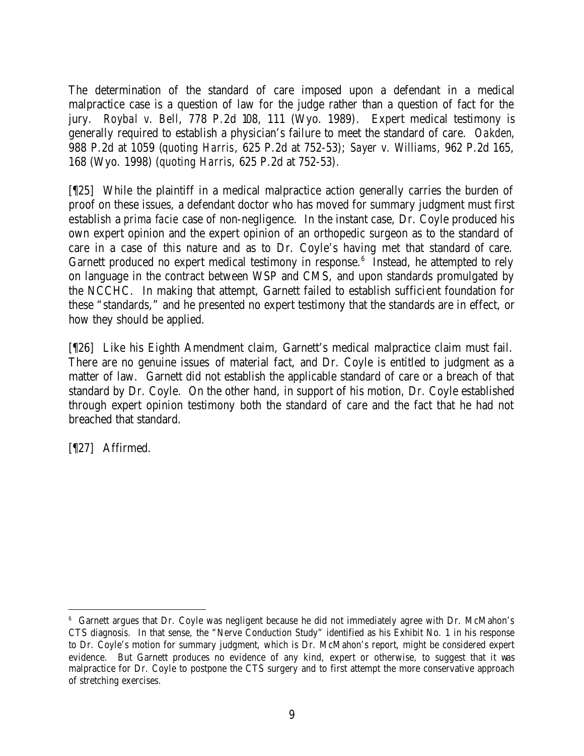The determination of the standard of care imposed upon a defendant in a medical malpractice case is a question of law for the judge rather than a question of fact for the jury. *Roybal v. Bell*, 778 P.2d 108, 111 (Wyo. 1989). Expert medical testimony is generally required to establish a physician's failure to meet the standard of care. *Oakden*, 988 P.2d at 1059 (*quoting Harris*, 625 P.2d at 752-53); *Sayer v. Williams*, 962 P.2d 165, 168 (Wyo. 1998) (*quoting Harris*, 625 P.2d at 752-53).

[¶25] While the plaintiff in a medical malpractice action generally carries the burden of proof on these issues, a defendant doctor who has moved for summary judgment must first establish a *prima facie* case of non-negligence. In the instant case, Dr. Coyle produced his own expert opinion and the expert opinion of an orthopedic surgeon as to the standard of care in a case of this nature and as to Dr. Coyle's having met that standard of care. Garnett produced no expert medical testimony in response.[6] Instead, he attempted to rely on language in the contract between WSP and CMS, and upon standards promulgated by the NCCHC. In making that attempt, Garnett failed to establish sufficient foundation for these "standards," and he presented no expert testimony that the standards are in effect, or how they should be applied.

[¶26] Like his Eighth Amendment claim, Garnett's medical malpractice claim must fail. There are no genuine issues of material fact, and Dr. Coyle is entitled to judgment as a matter of law. Garnett did not establish the applicable standard of care or a breach of that standard by Dr. Coyle. On the other hand, in support of his motion, Dr. Coyle established through expert opinion testimony both the standard of care and the fact that he had not breached that standard.

[¶27] Affirmed.

---

[6] Garnett argues that Dr. Coyle was negligent because he did not immediately agree with Dr. McMahon's CTS diagnosis. In that sense, the "Nerve Conduction Study" identified as his Exhibit No. 1 in his response to Dr. Coyle's motion for summary judgment, which is Dr. McMahon's report, might be considered expert evidence. But Garnett produces no evidence of any kind, expert or otherwise, to suggest that it was malpractice for Dr. Coyle to postpone the CTS surgery and to first attempt the more conservative approach of stretching exercises.